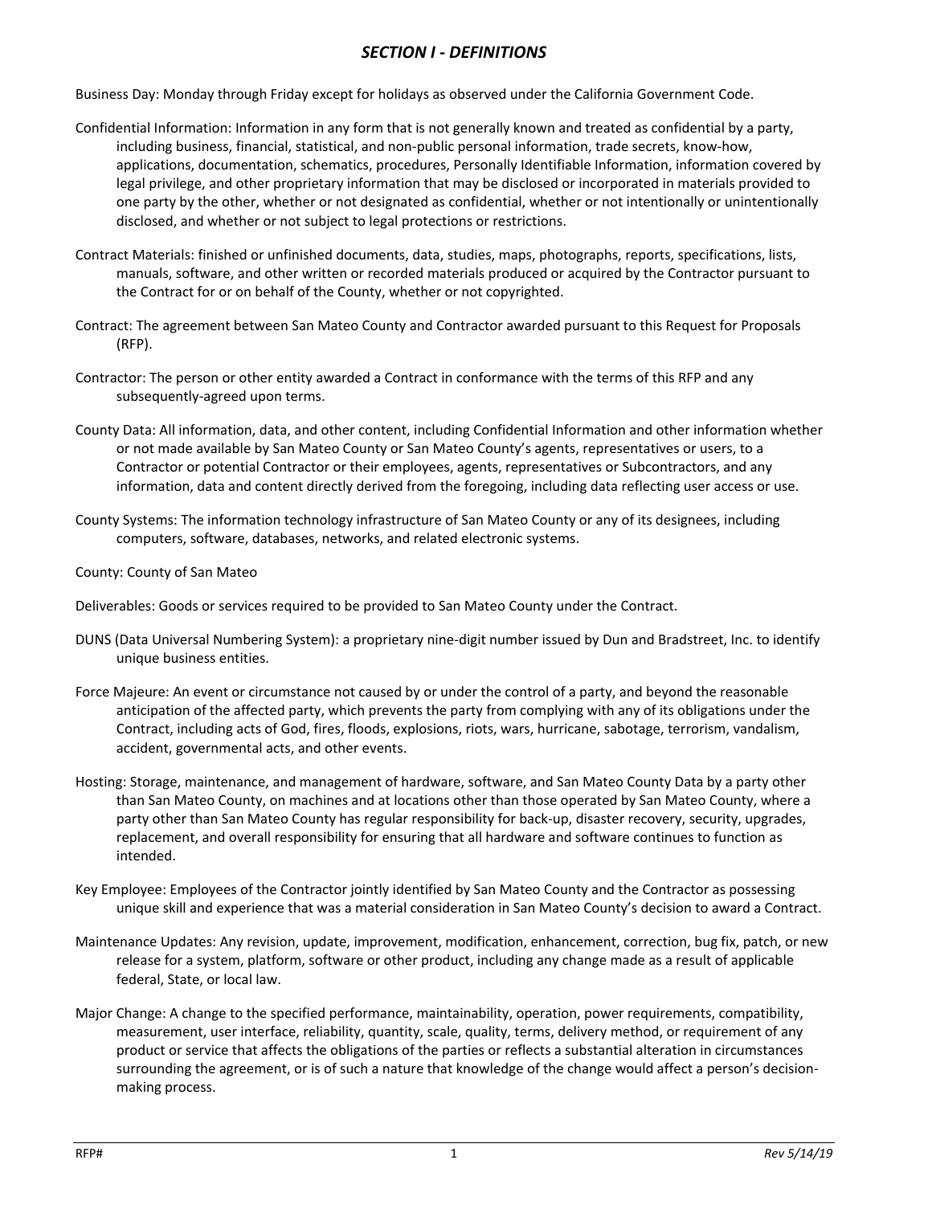# *SECTION I - DEFINITIONS*

Business Day: Monday through Friday except for holidays as observed under the California Government Code.

Confidential Information: Information in any form that is not generally known and treated as confidential by a party, including business, financial, statistical, and non-public personal information, trade secrets, know-how, applications, documentation, schematics, procedures, Personally Identifiable Information, information covered by legal privilege, and other proprietary information that may be disclosed or incorporated in materials provided to one party by the other, whether or not designated as confidential, whether or not intentionally or unintentionally disclosed, and whether or not subject to legal protections or restrictions.

Contract Materials: finished or unfinished documents, data, studies, maps, photographs, reports, specifications, lists, manuals, software, and other written or recorded materials produced or acquired by the Contractor pursuant to the Contract for or on behalf of the County, whether or not copyrighted.

Contract: The agreement between San Mateo County and Contractor awarded pursuant to this Request for Proposals (RFP).

Contractor: The person or other entity awarded a Contract in conformance with the terms of this RFP and any subsequently-agreed upon terms.

County Data: All information, data, and other content, including Confidential Information and other information whether or not made available by San Mateo County or San Mateo County's agents, representatives or users, to a Contractor or potential Contractor or their employees, agents, representatives or Subcontractors, and any information, data and content directly derived from the foregoing, including data reflecting user access or use.

County Systems: The information technology infrastructure of San Mateo County or any of its designees, including computers, software, databases, networks, and related electronic systems.

County: County of San Mateo

Deliverables: Goods or services required to be provided to San Mateo County under the Contract.

DUNS (Data Universal Numbering System): a proprietary nine-digit number issued by Dun and Bradstreet, Inc. to identify unique business entities.

Force Majeure: An event or circumstance not caused by or under the control of a party, and beyond the reasonable anticipation of the affected party, which prevents the party from complying with any of its obligations under the Contract, including acts of God, fires, floods, explosions, riots, wars, hurricane, sabotage, terrorism, vandalism, accident, governmental acts, and other events.

Hosting: Storage, maintenance, and management of hardware, software, and San Mateo County Data by a party other than San Mateo County, on machines and at locations other than those operated by San Mateo County, where a party other than San Mateo County has regular responsibility for back-up, disaster recovery, security, upgrades, replacement, and overall responsibility for ensuring that all hardware and software continues to function as intended.

Key Employee: Employees of the Contractor jointly identified by San Mateo County and the Contractor as possessing unique skill and experience that was a material consideration in San Mateo County's decision to award a Contract.

Maintenance Updates: Any revision, update, improvement, modification, enhancement, correction, bug fix, patch, or new release for a system, platform, software or other product, including any change made as a result of applicable federal, State, or local law.

Major Change: A change to the specified performance, maintainability, operation, power requirements, compatibility, measurement, user interface, reliability, quantity, scale, quality, terms, delivery method, or requirement of any product or service that affects the obligations of the parties or reflects a substantial alteration in circumstances surrounding the agreement, or is of such a nature that knowledge of the change would affect a person's decision-making process.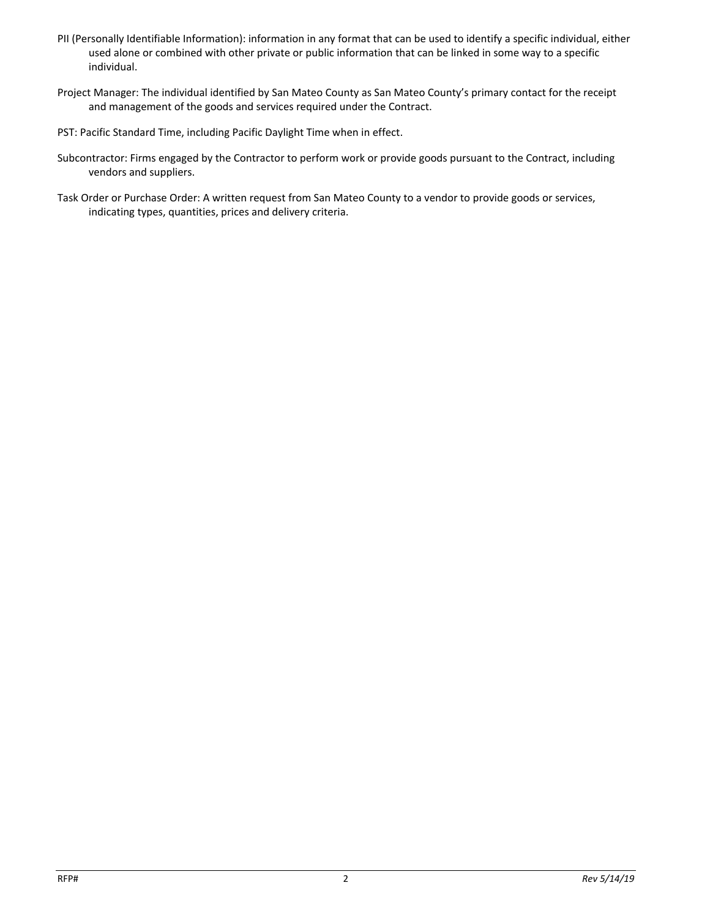PII (Personally Identifiable Information): information in any format that can be used to identify a specific individual, either used alone or combined with other private or public information that can be linked in some way to a specific individual.

Project Manager: The individual identified by San Mateo County as San Mateo County's primary contact for the receipt and management of the goods and services required under the Contract.

PST: Pacific Standard Time, including Pacific Daylight Time when in effect.

Subcontractor: Firms engaged by the Contractor to perform work or provide goods pursuant to the Contract, including vendors and suppliers.

Task Order or Purchase Order: A written request from San Mateo County to a vendor to provide goods or services, indicating types, quantities, prices and delivery criteria.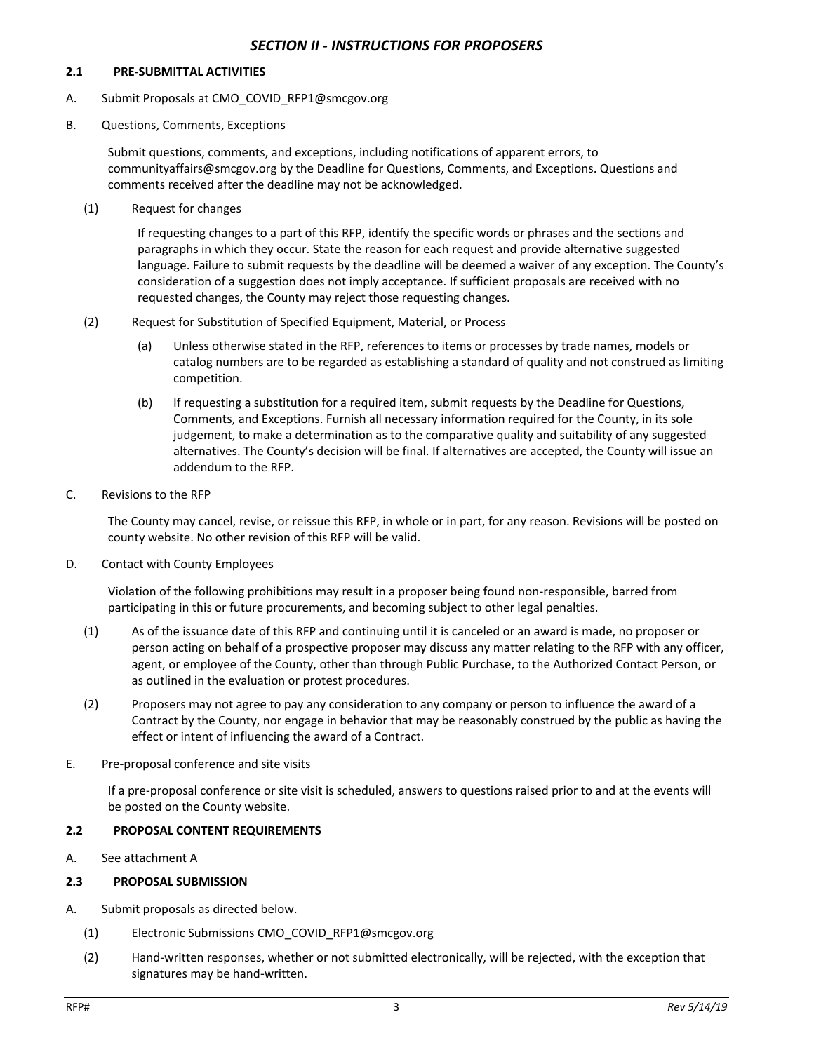## *SECTION II - INSTRUCTIONS FOR PROPOSERS*

### 2.1 PRE-SUBMITTAL ACTIVITIES

A. Submit Proposals at CMO_COVID_RFP1@smcgov.org

B. Questions, Comments, Exceptions

Submit questions, comments, and exceptions, including notifications of apparent errors, to communityaffairs@smcgov.org by the Deadline for Questions, Comments, and Exceptions. Questions and comments received after the deadline may not be acknowledged.

(1) Request for changes

If requesting changes to a part of this RFP, identify the specific words or phrases and the sections and paragraphs in which they occur. State the reason for each request and provide alternative suggested language. Failure to submit requests by the deadline will be deemed a waiver of any exception. The County's consideration of a suggestion does not imply acceptance. If sufficient proposals are received with no requested changes, the County may reject those requesting changes.

(2) Request for Substitution of Specified Equipment, Material, or Process

(a) Unless otherwise stated in the RFP, references to items or processes by trade names, models or catalog numbers are to be regarded as establishing a standard of quality and not construed as limiting competition.

(b) If requesting a substitution for a required item, submit requests by the Deadline for Questions, Comments, and Exceptions. Furnish all necessary information required for the County, in its sole judgement, to make a determination as to the comparative quality and suitability of any suggested alternatives. The County's decision will be final. If alternatives are accepted, the County will issue an addendum to the RFP.

C. Revisions to the RFP

The County may cancel, revise, or reissue this RFP, in whole or in part, for any reason. Revisions will be posted on county website. No other revision of this RFP will be valid.

D. Contact with County Employees

Violation of the following prohibitions may result in a proposer being found non-responsible, barred from participating in this or future procurements, and becoming subject to other legal penalties.

(1) As of the issuance date of this RFP and continuing until it is canceled or an award is made, no proposer or person acting on behalf of a prospective proposer may discuss any matter relating to the RFP with any officer, agent, or employee of the County, other than through Public Purchase, to the Authorized Contact Person, or as outlined in the evaluation or protest procedures.

(2) Proposers may not agree to pay any consideration to any company or person to influence the award of a Contract by the County, nor engage in behavior that may be reasonably construed by the public as having the effect or intent of influencing the award of a Contract.

E. Pre-proposal conference and site visits

If a pre-proposal conference or site visit is scheduled, answers to questions raised prior to and at the events will be posted on the County website.

### 2.2 PROPOSAL CONTENT REQUIREMENTS

A. See attachment A

### 2.3 PROPOSAL SUBMISSION

A. Submit proposals as directed below.

(1) Electronic Submissions CMO_COVID_RFP1@smcgov.org

(2) Hand-written responses, whether or not submitted electronically, will be rejected, with the exception that signatures may be hand-written.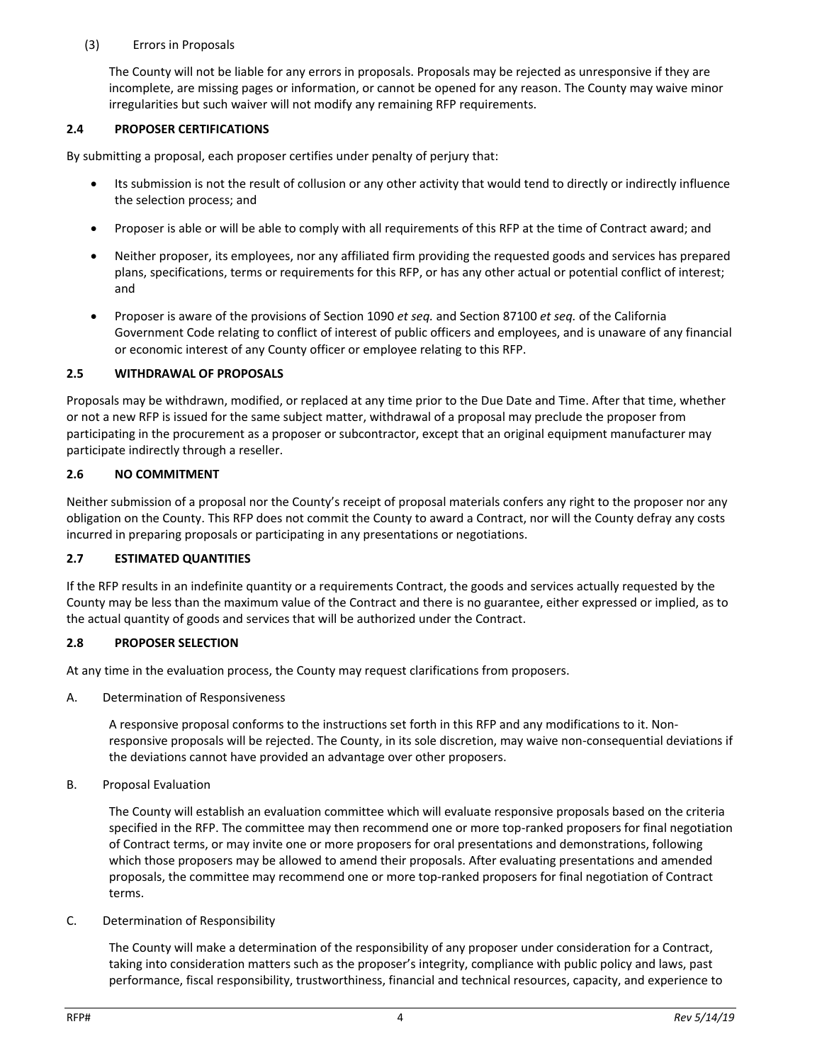(3) Errors in Proposals

The County will not be liable for any errors in proposals. Proposals may be rejected as unresponsive if they are incomplete, are missing pages or information, or cannot be opened for any reason. The County may waive minor irregularities but such waiver will not modify any remaining RFP requirements.

### 2.4 PROPOSER CERTIFICATIONS

By submitting a proposal, each proposer certifies under penalty of perjury that:

- Its submission is not the result of collusion or any other activity that would tend to directly or indirectly influence the selection process; and
- Proposer is able or will be able to comply with all requirements of this RFP at the time of Contract award; and
- Neither proposer, its employees, nor any affiliated firm providing the requested goods and services has prepared plans, specifications, terms or requirements for this RFP, or has any other actual or potential conflict of interest; and
- Proposer is aware of the provisions of Section 1090 *et seq.* and Section 87100 *et seq.* of the California Government Code relating to conflict of interest of public officers and employees, and is unaware of any financial or economic interest of any County officer or employee relating to this RFP.

### 2.5 WITHDRAWAL OF PROPOSALS

Proposals may be withdrawn, modified, or replaced at any time prior to the Due Date and Time. After that time, whether or not a new RFP is issued for the same subject matter, withdrawal of a proposal may preclude the proposer from participating in the procurement as a proposer or subcontractor, except that an original equipment manufacturer may participate indirectly through a reseller.

### 2.6 NO COMMITMENT

Neither submission of a proposal nor the County's receipt of proposal materials confers any right to the proposer nor any obligation on the County. This RFP does not commit the County to award a Contract, nor will the County defray any costs incurred in preparing proposals or participating in any presentations or negotiations.

### 2.7 ESTIMATED QUANTITIES

If the RFP results in an indefinite quantity or a requirements Contract, the goods and services actually requested by the County may be less than the maximum value of the Contract and there is no guarantee, either expressed or implied, as to the actual quantity of goods and services that will be authorized under the Contract.

### 2.8 PROPOSER SELECTION

At any time in the evaluation process, the County may request clarifications from proposers.

A. Determination of Responsiveness

A responsive proposal conforms to the instructions set forth in this RFP and any modifications to it. Non-responsive proposals will be rejected. The County, in its sole discretion, may waive non-consequential deviations if the deviations cannot have provided an advantage over other proposers.

B. Proposal Evaluation

The County will establish an evaluation committee which will evaluate responsive proposals based on the criteria specified in the RFP. The committee may then recommend one or more top-ranked proposers for final negotiation of Contract terms, or may invite one or more proposers for oral presentations and demonstrations, following which those proposers may be allowed to amend their proposals. After evaluating presentations and amended proposals, the committee may recommend one or more top-ranked proposers for final negotiation of Contract terms.

C. Determination of Responsibility

The County will make a determination of the responsibility of any proposer under consideration for a Contract, taking into consideration matters such as the proposer's integrity, compliance with public policy and laws, past performance, fiscal responsibility, trustworthiness, financial and technical resources, capacity, and experience to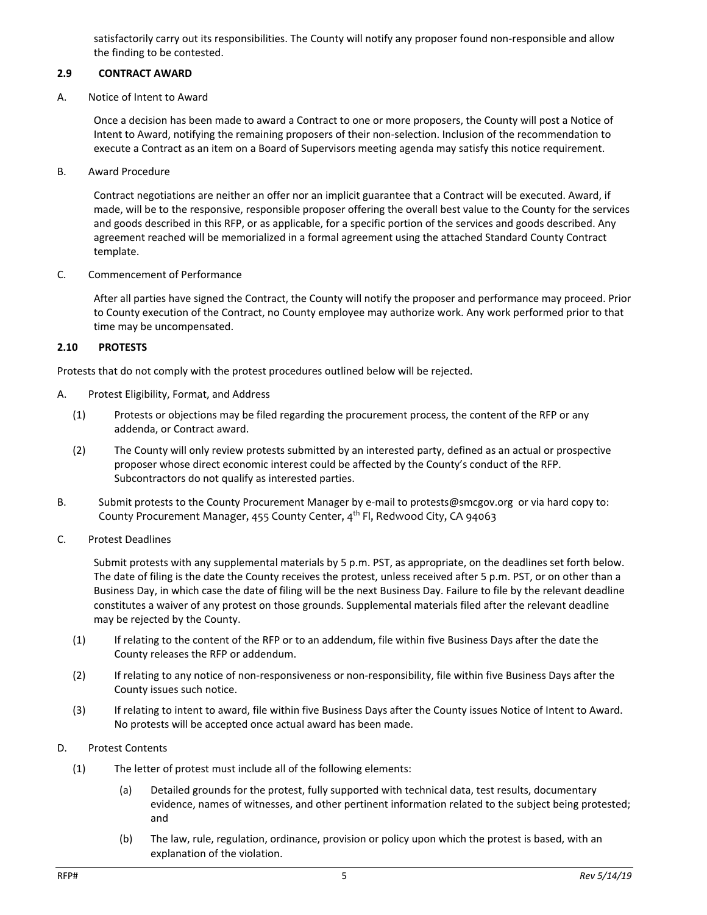satisfactorily carry out its responsibilities. The County will notify any proposer found non-responsible and allow the finding to be contested.

### 2.9 CONTRACT AWARD

A. Notice of Intent to Award

Once a decision has been made to award a Contract to one or more proposers, the County will post a Notice of Intent to Award, notifying the remaining proposers of their non-selection. Inclusion of the recommendation to execute a Contract as an item on a Board of Supervisors meeting agenda may satisfy this notice requirement.

B. Award Procedure

Contract negotiations are neither an offer nor an implicit guarantee that a Contract will be executed. Award, if made, will be to the responsive, responsible proposer offering the overall best value to the County for the services and goods described in this RFP, or as applicable, for a specific portion of the services and goods described. Any agreement reached will be memorialized in a formal agreement using the attached Standard County Contract template.

C. Commencement of Performance

After all parties have signed the Contract, the County will notify the proposer and performance may proceed. Prior to County execution of the Contract, no County employee may authorize work. Any work performed prior to that time may be uncompensated.

### 2.10 PROTESTS

Protests that do not comply with the protest procedures outlined below will be rejected.

A. Protest Eligibility, Format, and Address

(1) Protests or objections may be filed regarding the procurement process, the content of the RFP or any addenda, or Contract award.

(2) The County will only review protests submitted by an interested party, defined as an actual or prospective proposer whose direct economic interest could be affected by the County's conduct of the RFP. Subcontractors do not qualify as interested parties.

B. Submit protests to the County Procurement Manager by e-mail to protests@smcgov.org or via hard copy to: County Procurement Manager, 455 County Center, 4th Fl, Redwood City, CA 94063

C. Protest Deadlines

Submit protests with any supplemental materials by 5 p.m. PST, as appropriate, on the deadlines set forth below. The date of filing is the date the County receives the protest, unless received after 5 p.m. PST, or on other than a Business Day, in which case the date of filing will be the next Business Day. Failure to file by the relevant deadline constitutes a waiver of any protest on those grounds. Supplemental materials filed after the relevant deadline may be rejected by the County.

(1) If relating to the content of the RFP or to an addendum, file within five Business Days after the date the County releases the RFP or addendum.

(2) If relating to any notice of non-responsiveness or non-responsibility, file within five Business Days after the County issues such notice.

(3) If relating to intent to award, file within five Business Days after the County issues Notice of Intent to Award. No protests will be accepted once actual award has been made.

D. Protest Contents

(1) The letter of protest must include all of the following elements:

(a) Detailed grounds for the protest, fully supported with technical data, test results, documentary evidence, names of witnesses, and other pertinent information related to the subject being protested; and

(b) The law, rule, regulation, ordinance, provision or policy upon which the protest is based, with an explanation of the violation.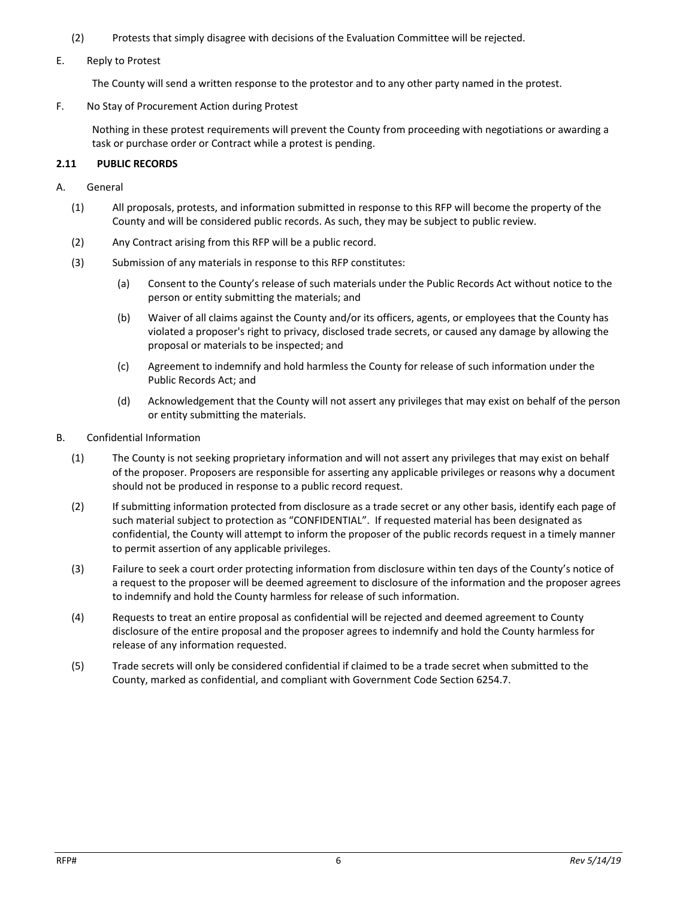(2) Protests that simply disagree with decisions of the Evaluation Committee will be rejected.

E. Reply to Protest

The County will send a written response to the protestor and to any other party named in the protest.

F. No Stay of Procurement Action during Protest

Nothing in these protest requirements will prevent the County from proceeding with negotiations or awarding a task or purchase order or Contract while a protest is pending.

### 2.11 PUBLIC RECORDS

A. General

(1) All proposals, protests, and information submitted in response to this RFP will become the property of the County and will be considered public records. As such, they may be subject to public review.

(2) Any Contract arising from this RFP will be a public record.

(3) Submission of any materials in response to this RFP constitutes:

(a) Consent to the County's release of such materials under the Public Records Act without notice to the person or entity submitting the materials; and

(b) Waiver of all claims against the County and/or its officers, agents, or employees that the County has violated a proposer's right to privacy, disclosed trade secrets, or caused any damage by allowing the proposal or materials to be inspected; and

(c) Agreement to indemnify and hold harmless the County for release of such information under the Public Records Act; and

(d) Acknowledgement that the County will not assert any privileges that may exist on behalf of the person or entity submitting the materials.

B. Confidential Information

(1) The County is not seeking proprietary information and will not assert any privileges that may exist on behalf of the proposer. Proposers are responsible for asserting any applicable privileges or reasons why a document should not be produced in response to a public record request.

(2) If submitting information protected from disclosure as a trade secret or any other basis, identify each page of such material subject to protection as "CONFIDENTIAL". If requested material has been designated as confidential, the County will attempt to inform the proposer of the public records request in a timely manner to permit assertion of any applicable privileges.

(3) Failure to seek a court order protecting information from disclosure within ten days of the County's notice of a request to the proposer will be deemed agreement to disclosure of the information and the proposer agrees to indemnify and hold the County harmless for release of such information.

(4) Requests to treat an entire proposal as confidential will be rejected and deemed agreement to County disclosure of the entire proposal and the proposer agrees to indemnify and hold the County harmless for release of any information requested.

(5) Trade secrets will only be considered confidential if claimed to be a trade secret when submitted to the County, marked as confidential, and compliant with Government Code Section 6254.7.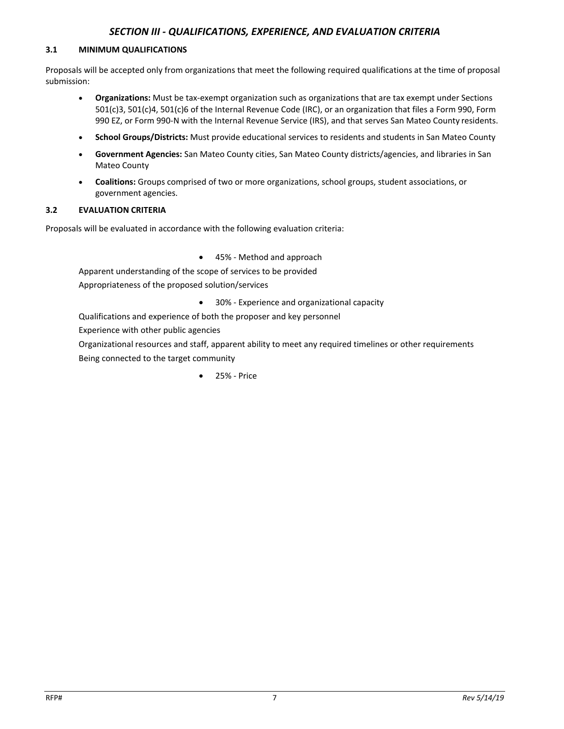## *SECTION III - QUALIFICATIONS, EXPERIENCE, AND EVALUATION CRITERIA*

### 3.1 MINIMUM QUALIFICATIONS

Proposals will be accepted only from organizations that meet the following required qualifications at the time of proposal submission:

- **Organizations:** Must be tax-exempt organization such as organizations that are tax exempt under Sections 501(c)3, 501(c)4, 501(c)6 of the Internal Revenue Code (IRC), or an organization that files a Form 990, Form 990 EZ, or Form 990-N with the Internal Revenue Service (IRS), and that serves San Mateo County residents.
- **School Groups/Districts:** Must provide educational services to residents and students in San Mateo County
- **Government Agencies:** San Mateo County cities, San Mateo County districts/agencies, and libraries in San Mateo County
- **Coalitions:** Groups comprised of two or more organizations, school groups, student associations, or government agencies.

### 3.2 EVALUATION CRITERIA

Proposals will be evaluated in accordance with the following evaluation criteria:

- 45% - Method and approach

Apparent understanding of the scope of services to be provided

Appropriateness of the proposed solution/services

- 30% - Experience and organizational capacity

Qualifications and experience of both the proposer and key personnel

Experience with other public agencies

Organizational resources and staff, apparent ability to meet any required timelines or other requirements

Being connected to the target community

- 25% - Price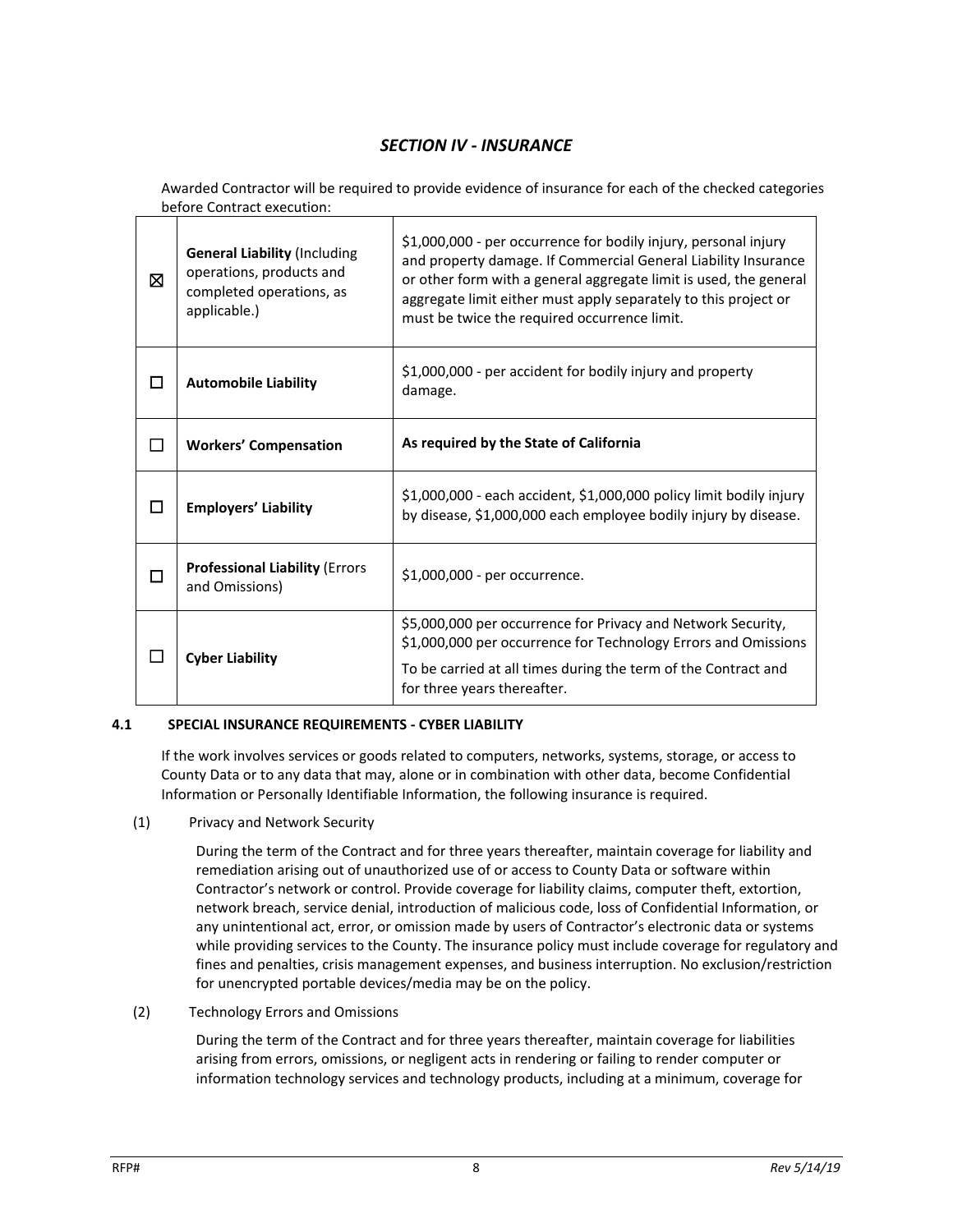## *SECTION IV - INSURANCE*

Awarded Contractor will be required to provide evidence of insurance for each of the checked categories before Contract execution:

| | | |
|---|---|---|
| ☒ | **General Liability** (Including operations, products and completed operations, as applicable.) | $1,000,000 - per occurrence for bodily injury, personal injury and property damage. If Commercial General Liability Insurance or other form with a general aggregate limit is used, the general aggregate limit either must apply separately to this project or must be twice the required occurrence limit. |
| ☐ | **Automobile Liability** | $1,000,000 - per accident for bodily injury and property damage. |
| ☐ | **Workers' Compensation** | **As required by the State of California** |
| ☐ | **Employers' Liability** | $1,000,000 - each accident, $1,000,000 policy limit bodily injury by disease, $1,000,000 each employee bodily injury by disease. |
| ☐ | **Professional Liability** (Errors and Omissions) | $1,000,000 - per occurrence. |
| ☐ | **Cyber Liability** | $5,000,000 per occurrence for Privacy and Network Security, $1,000,000 per occurrence for Technology Errors and Omissions<br>To be carried at all times during the term of the Contract and for three years thereafter. |

### 4.1 SPECIAL INSURANCE REQUIREMENTS - CYBER LIABILITY

If the work involves services or goods related to computers, networks, systems, storage, or access to County Data or to any data that may, alone or in combination with other data, become Confidential Information or Personally Identifiable Information, the following insurance is required.

(1) Privacy and Network Security

During the term of the Contract and for three years thereafter, maintain coverage for liability and remediation arising out of unauthorized use of or access to County Data or software within Contractor's network or control. Provide coverage for liability claims, computer theft, extortion, network breach, service denial, introduction of malicious code, loss of Confidential Information, or any unintentional act, error, or omission made by users of Contractor's electronic data or systems while providing services to the County. The insurance policy must include coverage for regulatory and fines and penalties, crisis management expenses, and business interruption. No exclusion/restriction for unencrypted portable devices/media may be on the policy.

(2) Technology Errors and Omissions

During the term of the Contract and for three years thereafter, maintain coverage for liabilities arising from errors, omissions, or negligent acts in rendering or failing to render computer or information technology services and technology products, including at a minimum, coverage for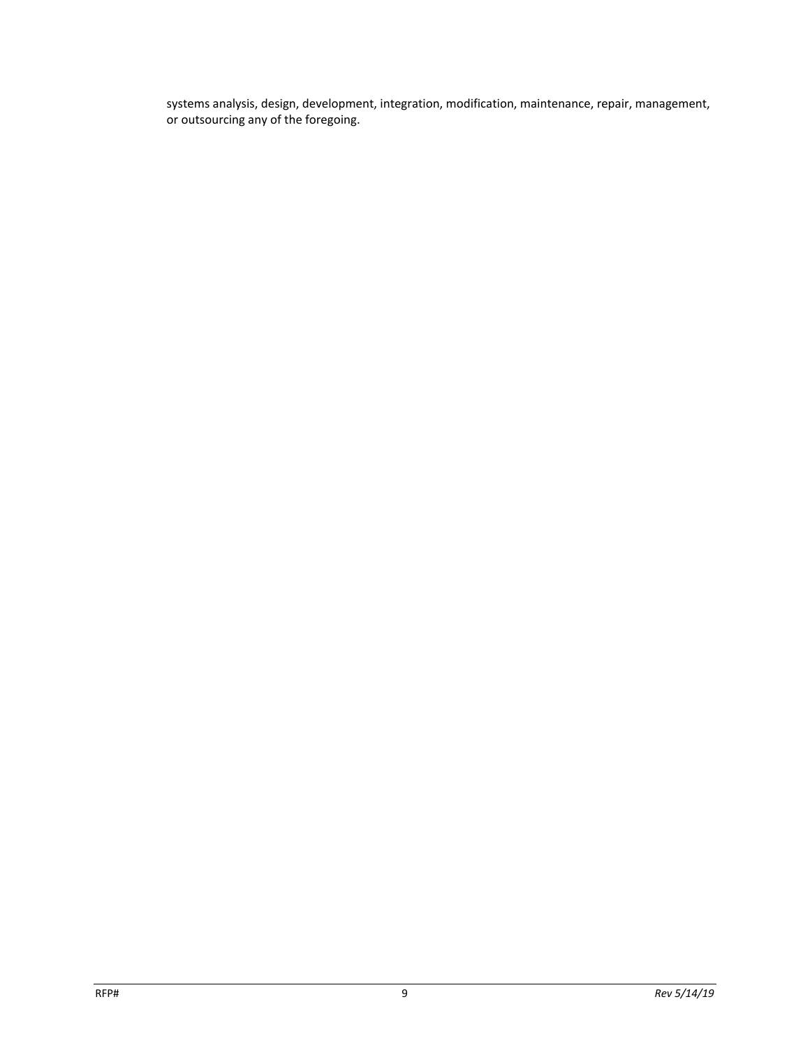systems analysis, design, development, integration, modification, maintenance, repair, management, or outsourcing any of the foregoing.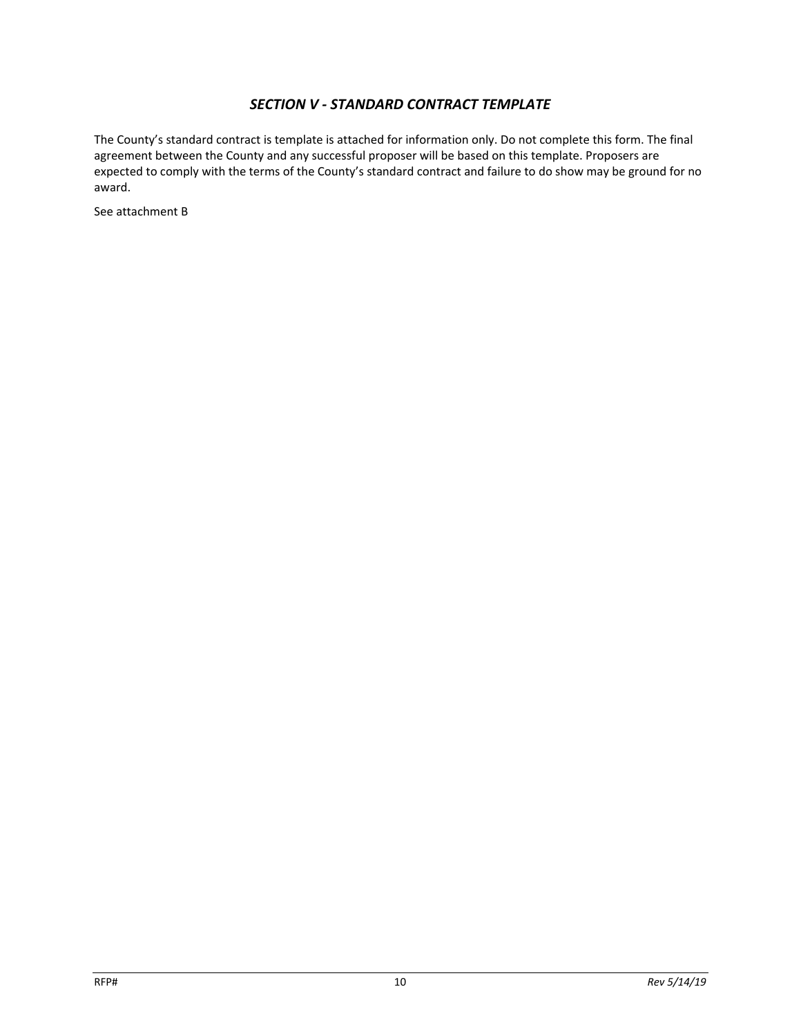## *SECTION V - STANDARD CONTRACT TEMPLATE*

The County's standard contract is template is attached for information only. Do not complete this form. The final agreement between the County and any successful proposer will be based on this template. Proposers are expected to comply with the terms of the County's standard contract and failure to do show may be ground for no award.

See attachment B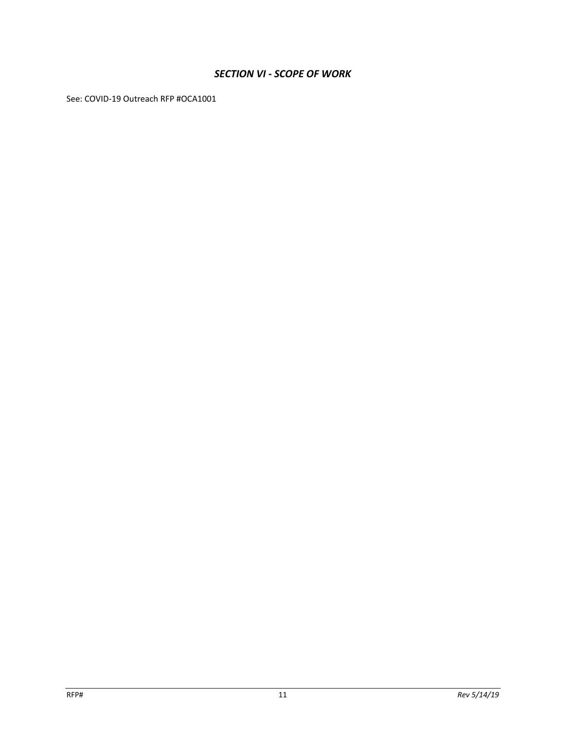## *SECTION VI - SCOPE OF WORK*

See: COVID-19 Outreach RFP #OCA1001